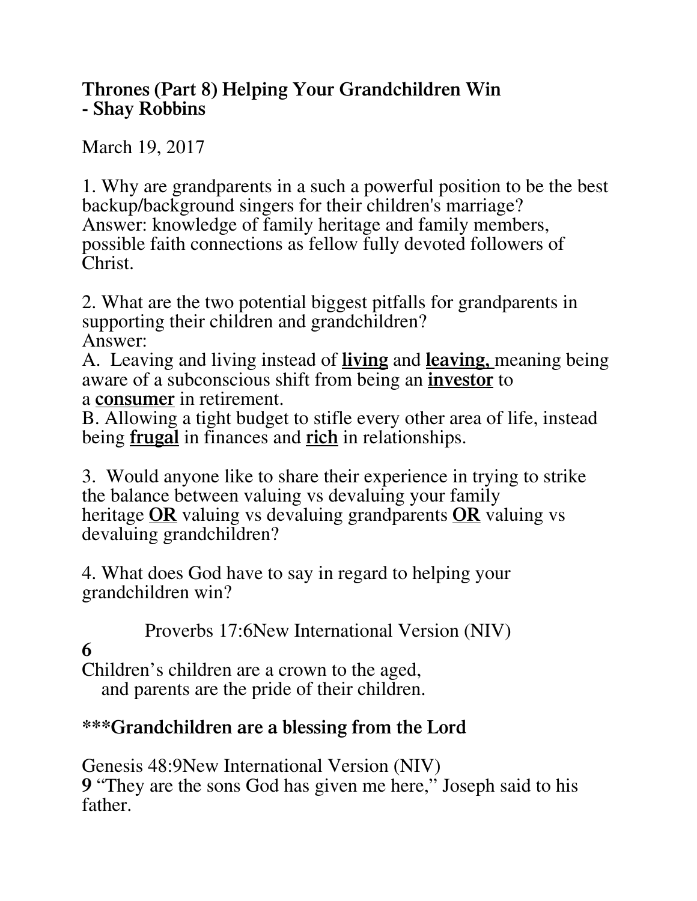**Thrones (Part 8) Helping Your Grandchildren Win**
**- Shay Robbins**

March 19, 2017

1. Why are grandparents in a such a powerful position to be the best backup/background singers for their children's marriage?
Answer: knowledge of family heritage and family members, possible faith connections as fellow fully devoted followers of Christ.

2. What are the two potential biggest pitfalls for grandparents in supporting their children and grandchildren?
Answer:
A. Leaving and living instead of <u>**living**</u> and <u>**leaving,**</u> meaning being aware of a subconscious shift from being an <u>**investor**</u> to a <u>**consumer**</u> in retirement.
B. Allowing a tight budget to stifle every other area of life, instead being <u>**frugal**</u> in finances and <u>**rich**</u> in relationships.

3. Would anyone like to share their experience in trying to strike the balance between valuing vs devaluing your family heritage <u>**OR**</u> valuing vs devaluing grandparents <u>**OR**</u> valuing vs devaluing grandchildren?

4. What does God have to say in regard to helping your grandchildren win?

Proverbs 17:6New International Version (NIV)

**6**
Children's children are a crown to the aged,
and parents are the pride of their children.

**\*\*\*Grandchildren are a blessing from the Lord**

Genesis 48:9New International Version (NIV)
**9** "They are the sons God has given me here," Joseph said to his father.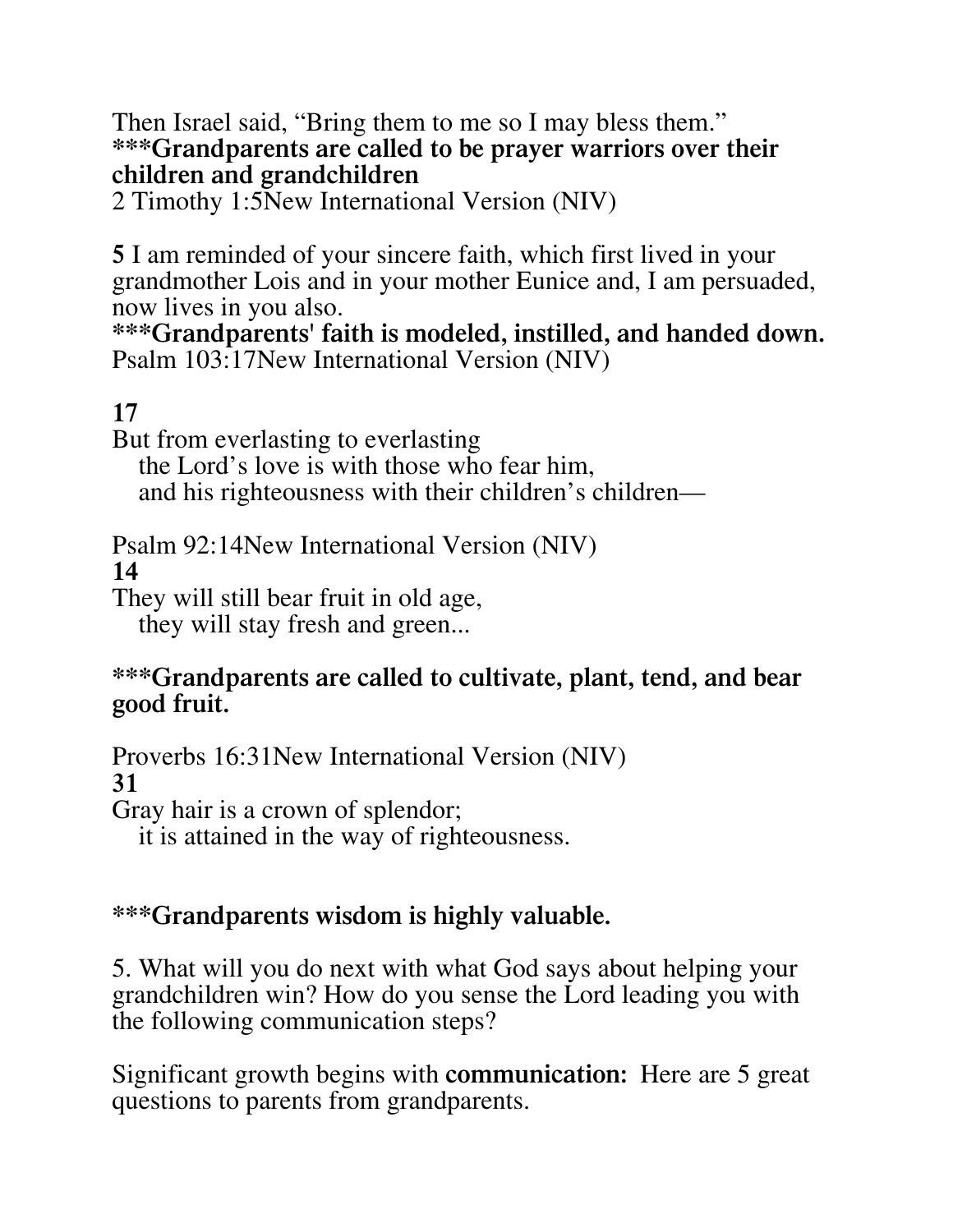Then Israel said, “Bring them to me so I may bless them.”
**\*\*\*Grandparents are called to be prayer warriors over their children and grandchildren**
2 Timothy 1:5New International Version (NIV)

**5** I am reminded of your sincere faith, which first lived in your grandmother Lois and in your mother Eunice and, I am persuaded, now lives in you also.
**\*\*\*Grandparents' faith is modeled, instilled, and handed down.**
Psalm 103:17New International Version (NIV)

**17**
But from everlasting to everlasting
the Lord’s love is with those who fear him,
and his righteousness with their children’s children—

Psalm 92:14New International Version (NIV)
**14**
They will still bear fruit in old age,
they will stay fresh and green...

**\*\*\*Grandparents are called to cultivate, plant, tend, and bear good fruit.**

Proverbs 16:31New International Version (NIV)
**31**
Gray hair is a crown of splendor;
it is attained in the way of righteousness.

**\*\*\*Grandparents wisdom is highly valuable.**

5. What will you do next with what God says about helping your grandchildren win? How do you sense the Lord leading you with the following communication steps?

Significant growth begins with **communication:** Here are 5 great questions to parents from grandparents.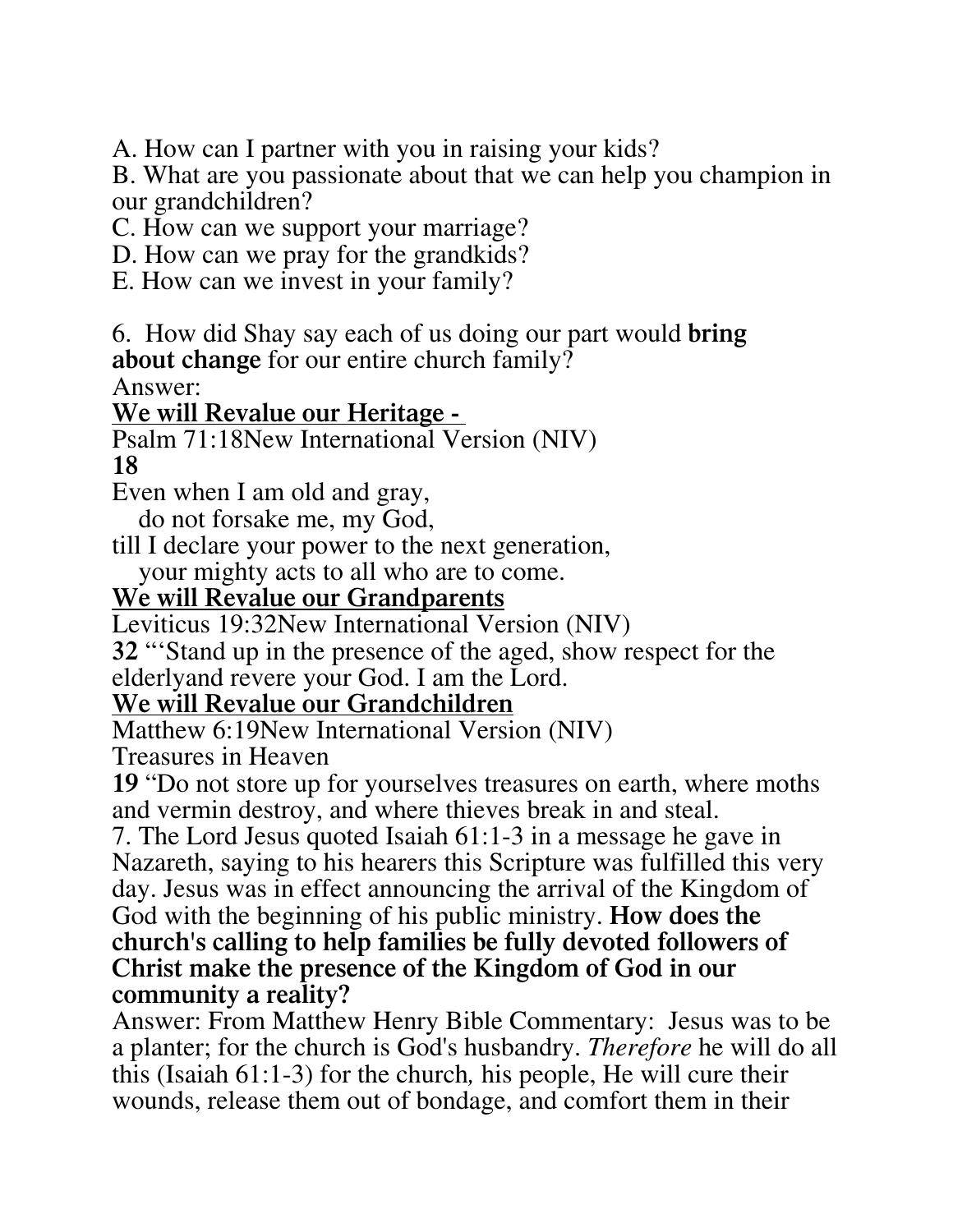A. How can I partner with you in raising your kids?
B. What are you passionate about that we can help you champion in our grandchildren?
C. How can we support your marriage?
D. How can we pray for the grandkids?
E. How can we invest in your family?

6. How did Shay say each of us doing our part would **bring about change** for our entire church family?
Answer:

**<u>We will Revalue our Heritage -</u>**

Psalm 71:18New International Version (NIV)

**18**
Even when I am old and gray,
  do not forsake me, my God,
till I declare your power to the next generation,
  your mighty acts to all who are to come.

**<u>We will Revalue our Grandparents</u>**

Leviticus 19:32New International Version (NIV)

**32** "'Stand up in the presence of the aged, show respect for the elderlyand revere your God. I am the Lord.

**<u>We will Revalue our Grandchildren</u>**

Matthew 6:19New International Version (NIV)

Treasures in Heaven

**19** "Do not store up for yourselves treasures on earth, where moths and vermin destroy, and where thieves break in and steal.

7. The Lord Jesus quoted Isaiah 61:1-3 in a message he gave in Nazareth, saying to his hearers this Scripture was fulfilled this very day. Jesus was in effect announcing the arrival of the Kingdom of God with the beginning of his public ministry. **How does the church's calling to help families be fully devoted followers of Christ make the presence of the Kingdom of God in our community a reality?**

Answer: From Matthew Henry Bible Commentary: Jesus was to be a planter; for the church is God's husbandry. *Therefore* he will do all this (Isaiah 61:1-3) for the church, his people, He will cure their wounds, release them out of bondage, and comfort them in their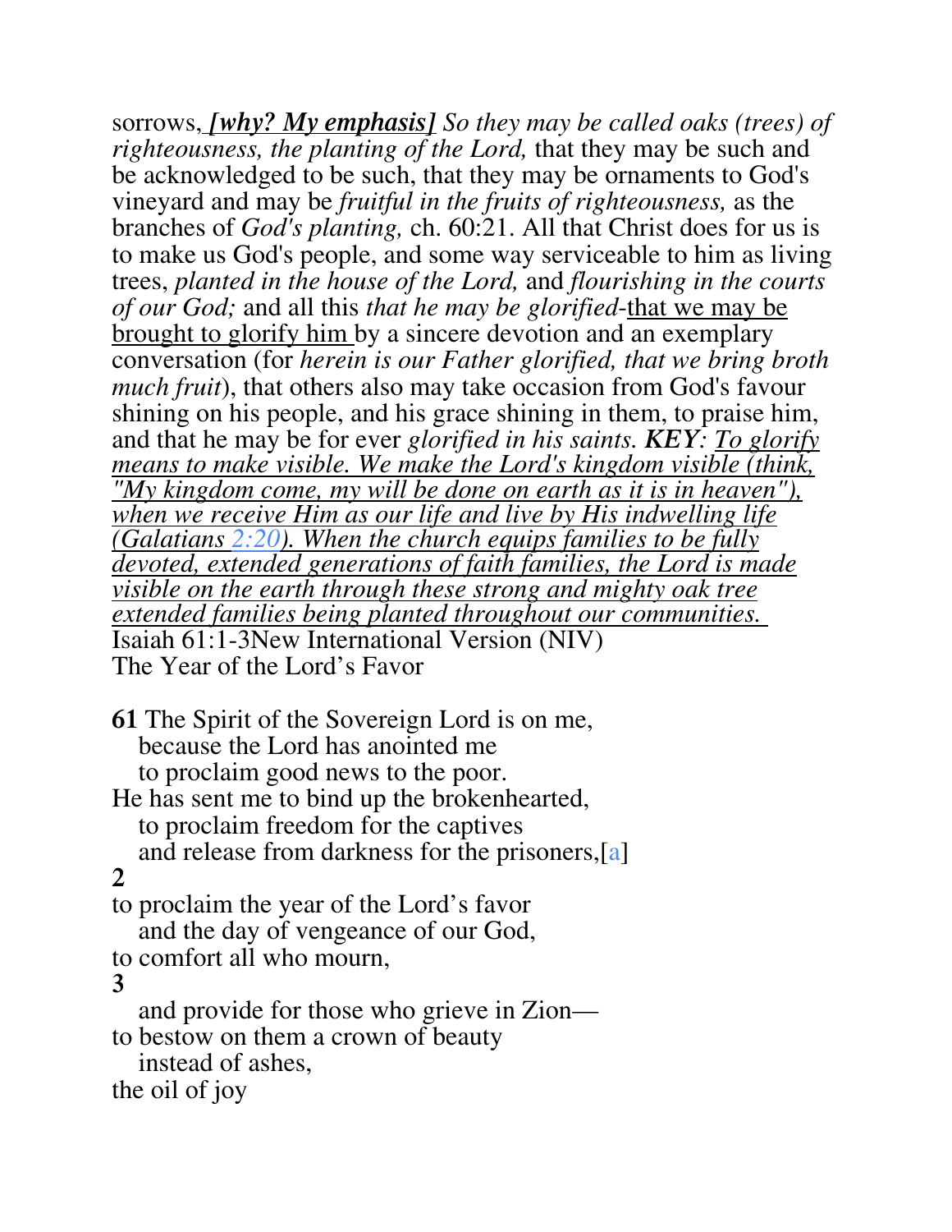sorrows, ***[why? My emphasis]*** *So they may be called oaks (trees) of righteousness, the planting of the Lord,* that they may be such and be acknowledged to be such, that they may be ornaments to God's vineyard and may be *fruitful in the fruits of righteousness,* as the branches of *God's planting,* ch. 60:21. All that Christ does for us is to make us God's people, and some way serviceable to him as living trees, *planted in the house of the Lord,* and *flourishing in the courts of our God;* and all this *that he may be glorified*-that we may be brought to glorify him by a sincere devotion and an exemplary conversation (for *herein is our Father glorified, that we bring broth much fruit*), that others also may take occasion from God's favour shining on his people, and his grace shining in them, to praise him, and that he may be for ever *glorified in his saints.* ***KEY:*** *To glorify means to make visible. We make the Lord's kingdom visible (think, "My kingdom come, my will be done on earth as it is in heaven"), when we receive Him as our life and live by His indwelling life (Galatians 2:20). When the church equips families to be fully devoted, extended generations of faith families, the Lord is made visible on the earth through these strong and mighty oak tree extended families being planted throughout our communities.*

Isaiah 61:1-3New International Version (NIV)

The Year of the Lord's Favor

**61** The Spirit of the Sovereign Lord is on me,
because the Lord has anointed me
to proclaim good news to the poor.
He has sent me to bind up the brokenhearted,
to proclaim freedom for the captives
and release from darkness for the prisoners,[a]

**2**

to proclaim the year of the Lord's favor
and the day of vengeance of our God,
to comfort all who mourn,

**3**

and provide for those who grieve in Zion—
to bestow on them a crown of beauty
instead of ashes,
the oil of joy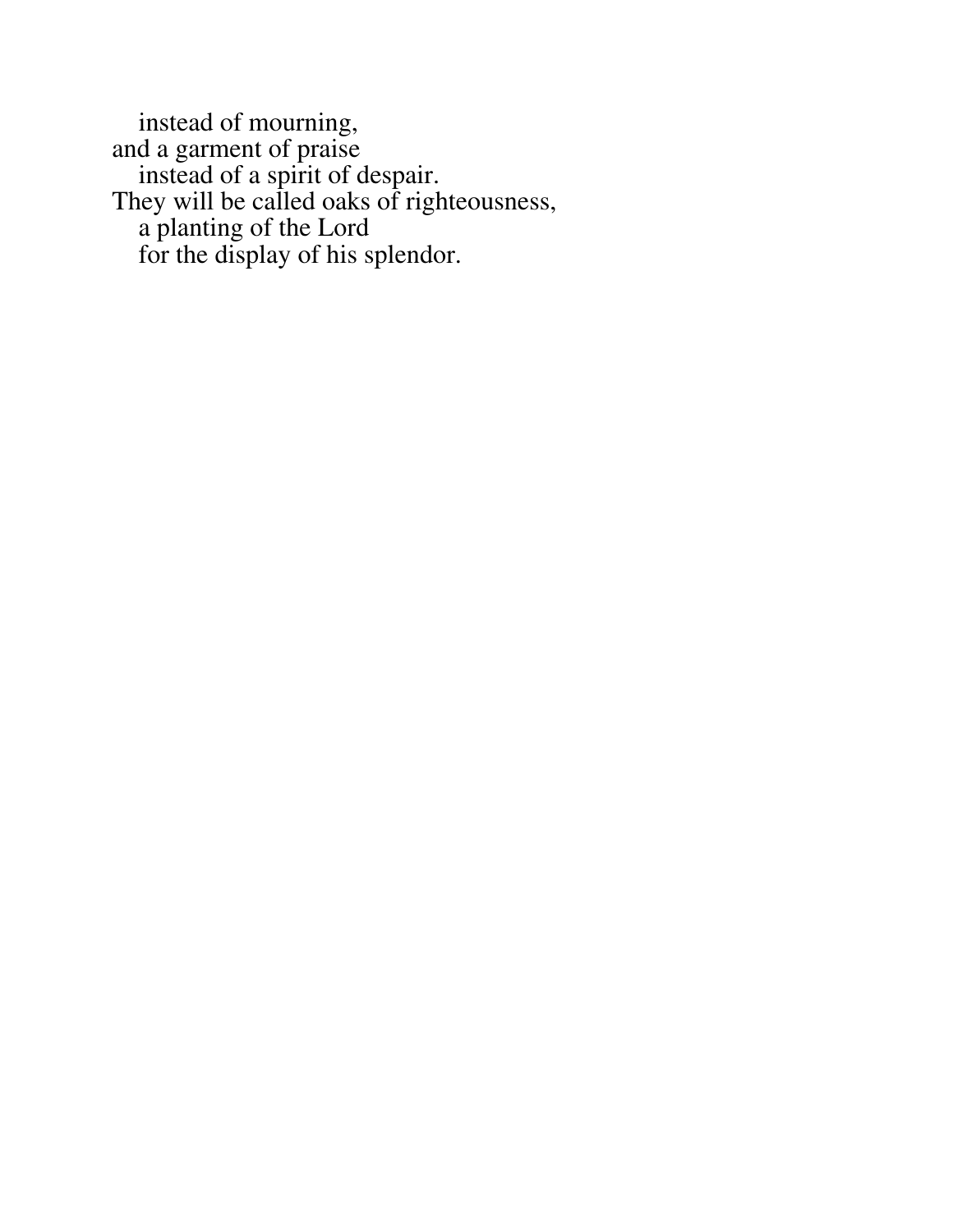instead of mourning,  
and a garment of praise  
instead of a spirit of despair.  
They will be called oaks of righteousness,  
a planting of the Lord  
for the display of his splendor.